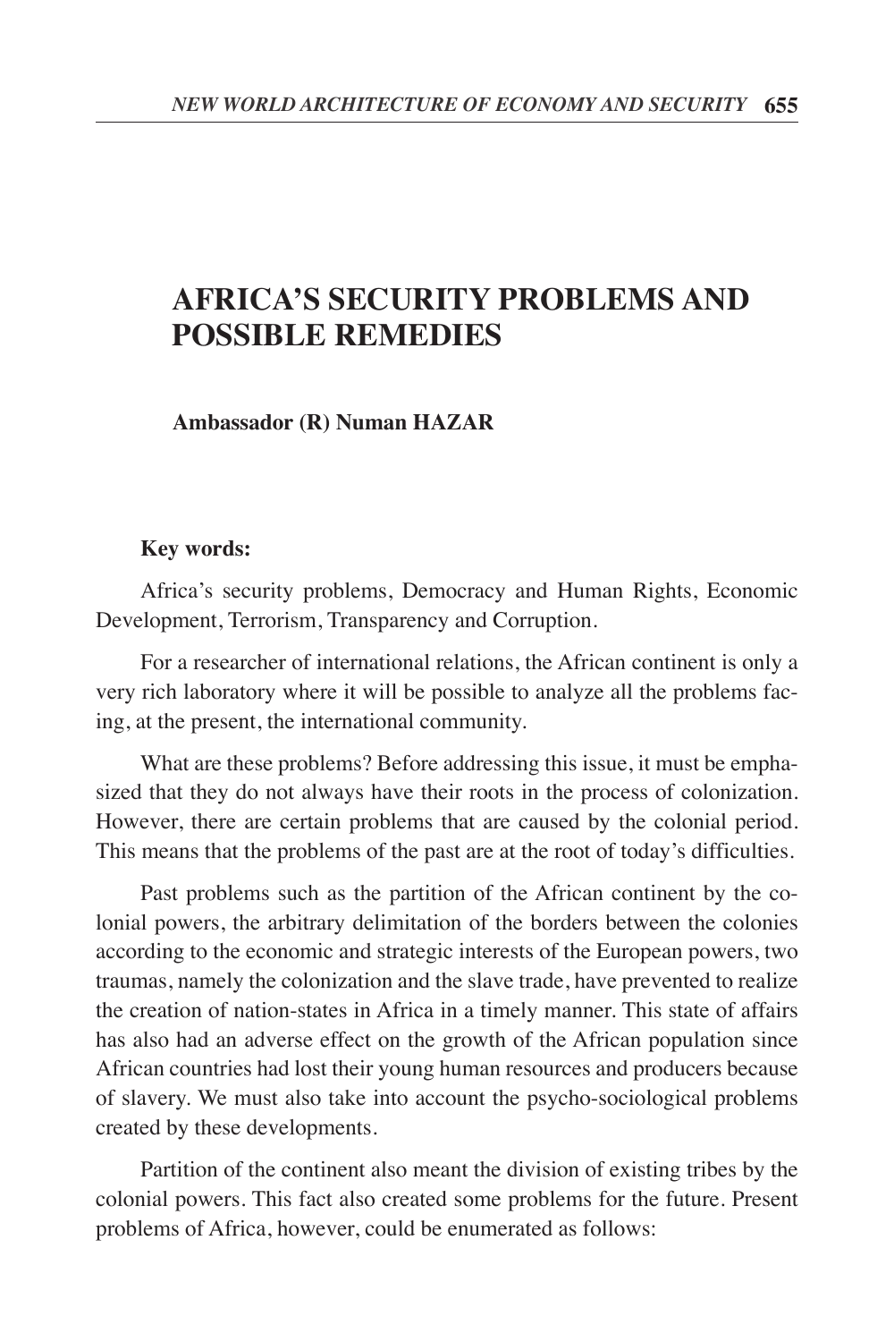# AFRICA'S SECURITY PROBLEMS AND POSSIBLE REMEDIES

**Ambassador (R) Numan HAZAR**

**Key words:**

Africa's security problems, Democracy and Human Rights, Economic Development, Terrorism, Transparency and Corruption.

For a researcher of international relations, the African continent is only a very rich laboratory where it will be possible to analyze all the problems facing, at the present, the international community.

What are these problems? Before addressing this issue, it must be emphasized that they do not always have their roots in the process of colonization. However, there are certain problems that are caused by the colonial period. This means that the problems of the past are at the root of today's difficulties.

Past problems such as the partition of the African continent by the colonial powers, the arbitrary delimitation of the borders between the colonies according to the economic and strategic interests of the European powers, two traumas, namely the colonization and the slave trade, have prevented to realize the creation of nation-states in Africa in a timely manner. This state of affairs has also had an adverse effect on the growth of the African population since African countries had lost their young human resources and producers because of slavery. We must also take into account the psycho-sociological problems created by these developments.

Partition of the continent also meant the division of existing tribes by the colonial powers. This fact also created some problems for the future. Present problems of Africa, however, could be enumerated as follows: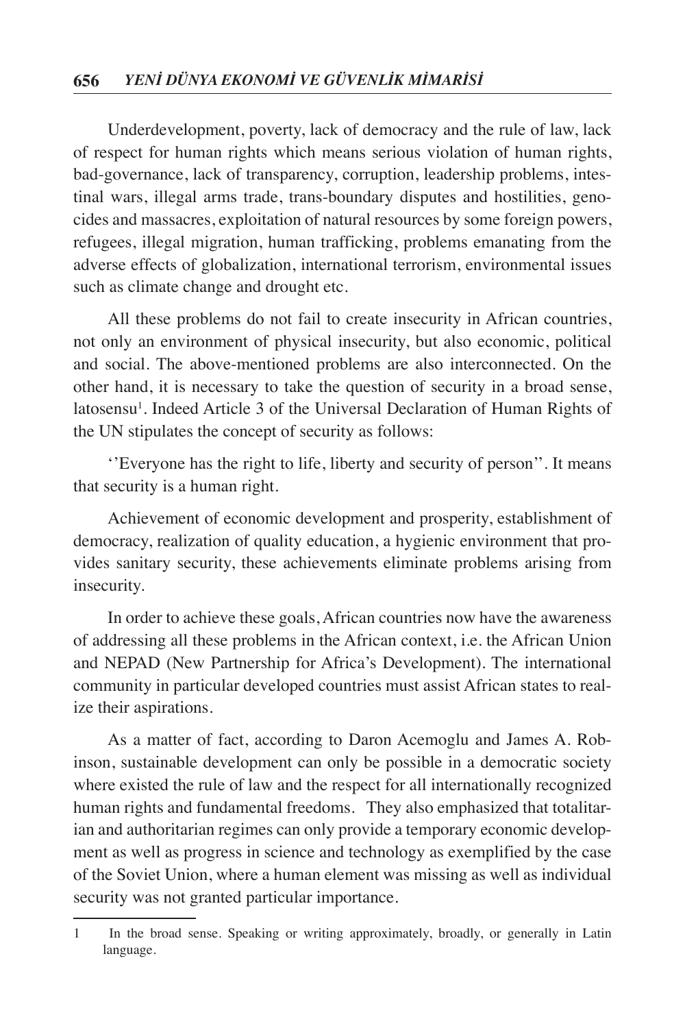Underdevelopment, poverty, lack of democracy and the rule of law, lack of respect for human rights which means serious violation of human rights, bad-governance, lack of transparency, corruption, leadership problems, intestinal wars, illegal arms trade, trans-boundary disputes and hostilities, genocides and massacres, exploitation of natural resources by some foreign powers, refugees, illegal migration, human trafficking, problems emanating from the adverse effects of globalization, international terrorism, environmental issues such as climate change and drought etc.

All these problems do not fail to create insecurity in African countries, not only an environment of physical insecurity, but also economic, political and social. The above-mentioned problems are also interconnected. On the other hand, it is necessary to take the question of security in a broad sense, latosensu[1]. Indeed Article 3 of the Universal Declaration of Human Rights of the UN stipulates the concept of security as follows:

''Everyone has the right to life, liberty and security of person''. It means that security is a human right.

Achievement of economic development and prosperity, establishment of democracy, realization of quality education, a hygienic environment that provides sanitary security, these achievements eliminate problems arising from insecurity.

In order to achieve these goals, African countries now have the awareness of addressing all these problems in the African context, i.e. the African Union and NEPAD (New Partnership for Africa's Development). The international community in particular developed countries must assist African states to realize their aspirations.

As a matter of fact, according to Daron Acemoglu and James A. Robinson, sustainable development can only be possible in a democratic society where existed the rule of law and the respect for all internationally recognized human rights and fundamental freedoms. They also emphasized that totalitarian and authoritarian regimes can only provide a temporary economic development as well as progress in science and technology as exemplified by the case of the Soviet Union, where a human element was missing as well as individual security was not granted particular importance.

---

1 In the broad sense. Speaking or writing approximately, broadly, or generally in Latin language.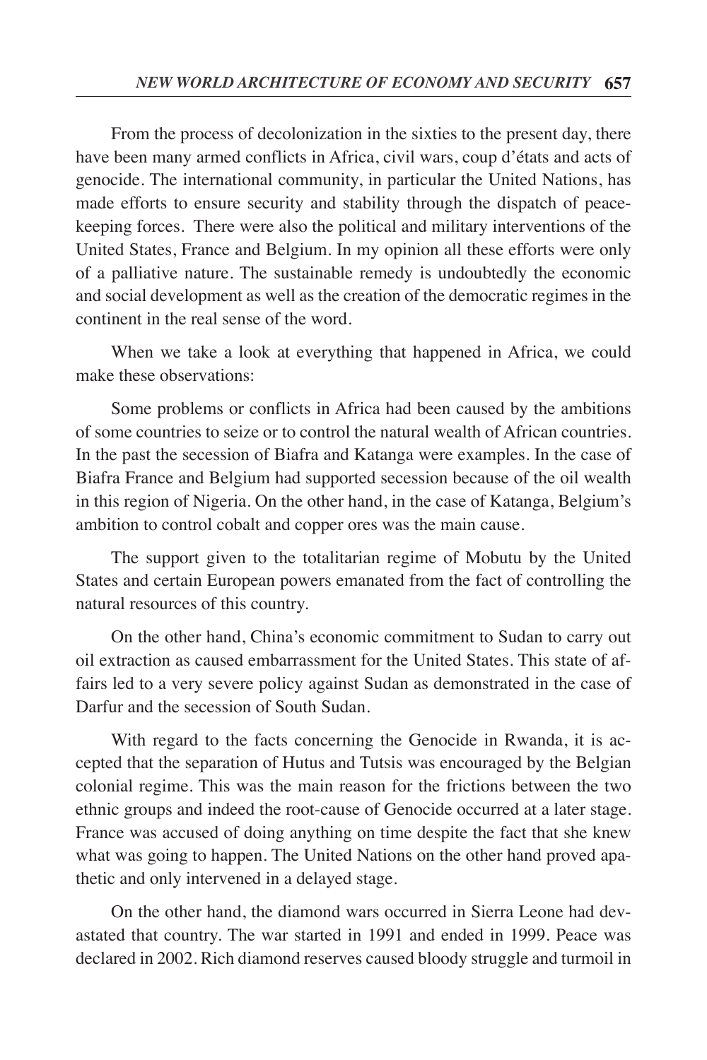From the process of decolonization in the sixties to the present day, there have been many armed conflicts in Africa, civil wars, coup d'états and acts of genocide. The international community, in particular the United Nations, has made efforts to ensure security and stability through the dispatch of peacekeeping forces. There were also the political and military interventions of the United States, France and Belgium. In my opinion all these efforts were only of a palliative nature. The sustainable remedy is undoubtedly the economic and social development as well as the creation of the democratic regimes in the continent in the real sense of the word.

When we take a look at everything that happened in Africa, we could make these observations:

Some problems or conflicts in Africa had been caused by the ambitions of some countries to seize or to control the natural wealth of African countries. In the past the secession of Biafra and Katanga were examples. In the case of Biafra France and Belgium had supported secession because of the oil wealth in this region of Nigeria. On the other hand, in the case of Katanga, Belgium's ambition to control cobalt and copper ores was the main cause.

The support given to the totalitarian regime of Mobutu by the United States and certain European powers emanated from the fact of controlling the natural resources of this country.

On the other hand, China's economic commitment to Sudan to carry out oil extraction as caused embarrassment for the United States. This state of affairs led to a very severe policy against Sudan as demonstrated in the case of Darfur and the secession of South Sudan.

With regard to the facts concerning the Genocide in Rwanda, it is accepted that the separation of Hutus and Tutsis was encouraged by the Belgian colonial regime. This was the main reason for the frictions between the two ethnic groups and indeed the root-cause of Genocide occurred at a later stage. France was accused of doing anything on time despite the fact that she knew what was going to happen. The United Nations on the other hand proved apathetic and only intervened in a delayed stage.

On the other hand, the diamond wars occurred in Sierra Leone had devastated that country. The war started in 1991 and ended in 1999. Peace was declared in 2002. Rich diamond reserves caused bloody struggle and turmoil in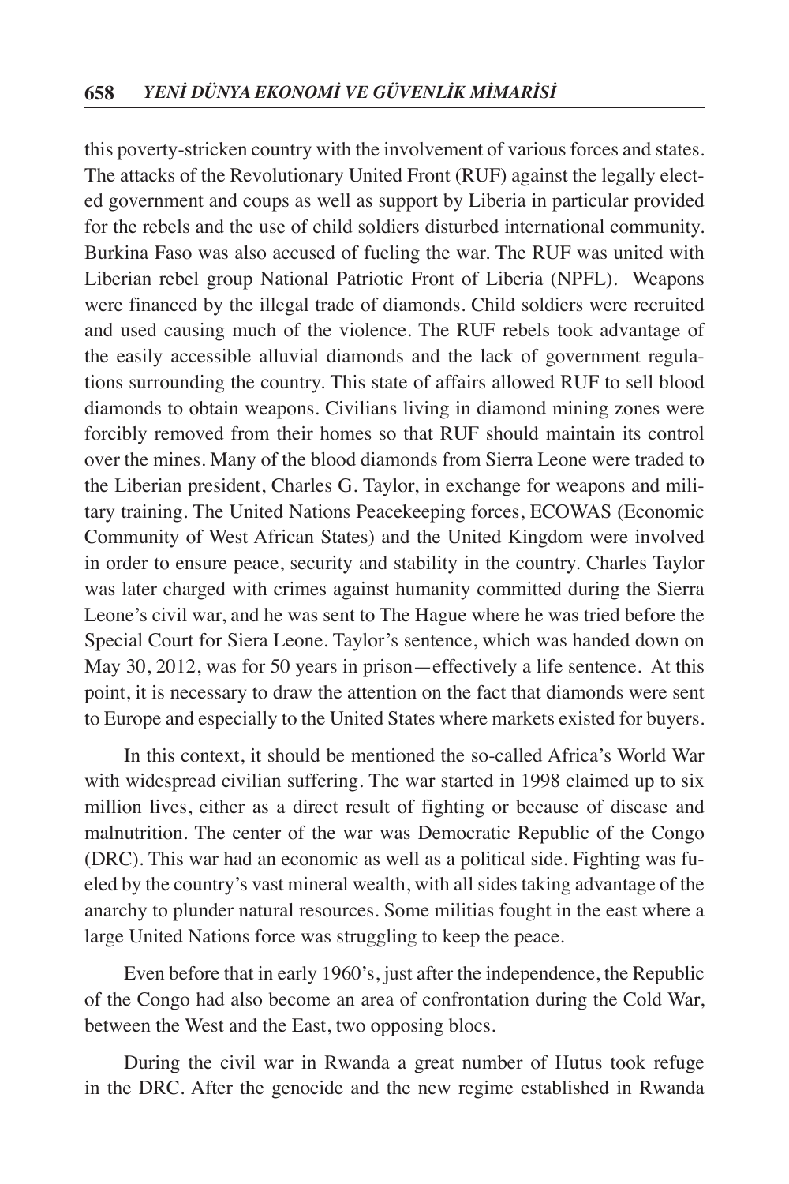this poverty-stricken country with the involvement of various forces and states. The attacks of the Revolutionary United Front (RUF) against the legally elected government and coups as well as support by Liberia in particular provided for the rebels and the use of child soldiers disturbed international community. Burkina Faso was also accused of fueling the war. The RUF was united with Liberian rebel group National Patriotic Front of Liberia (NPFL). Weapons were financed by the illegal trade of diamonds. Child soldiers were recruited and used causing much of the violence. The RUF rebels took advantage of the easily accessible alluvial diamonds and the lack of government regulations surrounding the country. This state of affairs allowed RUF to sell blood diamonds to obtain weapons. Civilians living in diamond mining zones were forcibly removed from their homes so that RUF should maintain its control over the mines. Many of the blood diamonds from Sierra Leone were traded to the Liberian president, Charles G. Taylor, in exchange for weapons and military training. The United Nations Peacekeeping forces, ECOWAS (Economic Community of West African States) and the United Kingdom were involved in order to ensure peace, security and stability in the country. Charles Taylor was later charged with crimes against humanity committed during the Sierra Leone's civil war, and he was sent to The Hague where he was tried before the Special Court for Siera Leone. Taylor's sentence, which was handed down on May 30, 2012, was for 50 years in prison—effectively a life sentence. At this point, it is necessary to draw the attention on the fact that diamonds were sent to Europe and especially to the United States where markets existed for buyers.

In this context, it should be mentioned the so-called Africa's World War with widespread civilian suffering. The war started in 1998 claimed up to six million lives, either as a direct result of fighting or because of disease and malnutrition. The center of the war was Democratic Republic of the Congo (DRC). This war had an economic as well as a political side. Fighting was fueled by the country's vast mineral wealth, with all sides taking advantage of the anarchy to plunder natural resources. Some militias fought in the east where a large United Nations force was struggling to keep the peace.

Even before that in early 1960's, just after the independence, the Republic of the Congo had also become an area of confrontation during the Cold War, between the West and the East, two opposing blocs.

During the civil war in Rwanda a great number of Hutus took refuge in the DRC. After the genocide and the new regime established in Rwanda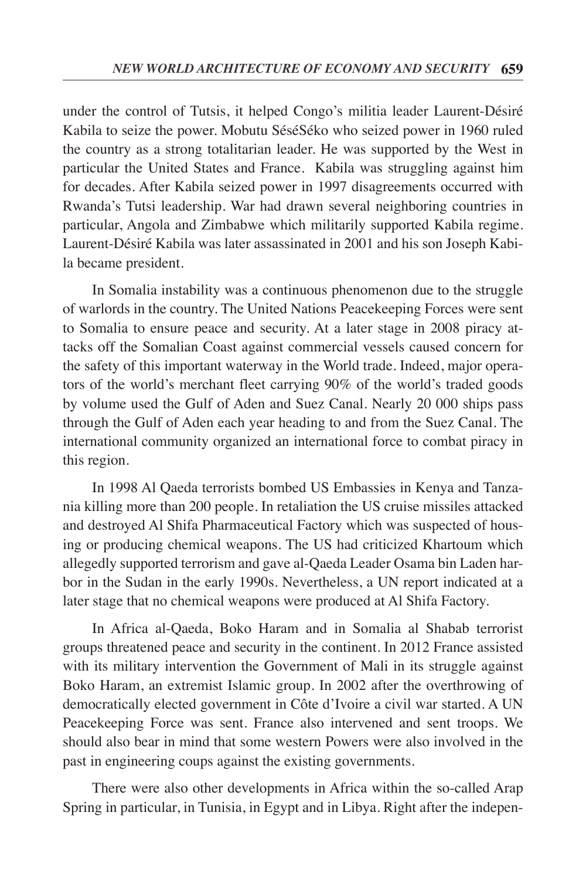under the control of Tutsis, it helped Congo's militia leader Laurent-Désiré Kabila to seize the power. Mobutu SéséSéko who seized power in 1960 ruled the country as a strong totalitarian leader. He was supported by the West in particular the United States and France. Kabila was struggling against him for decades. After Kabila seized power in 1997 disagreements occurred with Rwanda's Tutsi leadership. War had drawn several neighboring countries in particular, Angola and Zimbabwe which militarily supported Kabila regime. Laurent-Désiré Kabila was later assassinated in 2001 and his son Joseph Kabila became president.

In Somalia instability was a continuous phenomenon due to the struggle of warlords in the country. The United Nations Peacekeeping Forces were sent to Somalia to ensure peace and security. At a later stage in 2008 piracy attacks off the Somalian Coast against commercial vessels caused concern for the safety of this important waterway in the World trade. Indeed, major operators of the world's merchant fleet carrying 90% of the world's traded goods by volume used the Gulf of Aden and Suez Canal. Nearly 20 000 ships pass through the Gulf of Aden each year heading to and from the Suez Canal. The international community organized an international force to combat piracy in this region.

In 1998 Al Qaeda terrorists bombed US Embassies in Kenya and Tanzania killing more than 200 people. In retaliation the US cruise missiles attacked and destroyed Al Shifa Pharmaceutical Factory which was suspected of housing or producing chemical weapons. The US had criticized Khartoum which allegedly supported terrorism and gave al-Qaeda Leader Osama bin Laden harbor in the Sudan in the early 1990s. Nevertheless, a UN report indicated at a later stage that no chemical weapons were produced at Al Shifa Factory.

In Africa al-Qaeda, Boko Haram and in Somalia al Shabab terrorist groups threatened peace and security in the continent. In 2012 France assisted with its military intervention the Government of Mali in its struggle against Boko Haram, an extremist Islamic group. In 2002 after the overthrowing of democratically elected government in Côte d'Ivoire a civil war started. A UN Peacekeeping Force was sent. France also intervened and sent troops. We should also bear in mind that some western Powers were also involved in the past in engineering coups against the existing governments.

There were also other developments in Africa within the so-called Arap Spring in particular, in Tunisia, in Egypt and in Libya. Right after the indepen-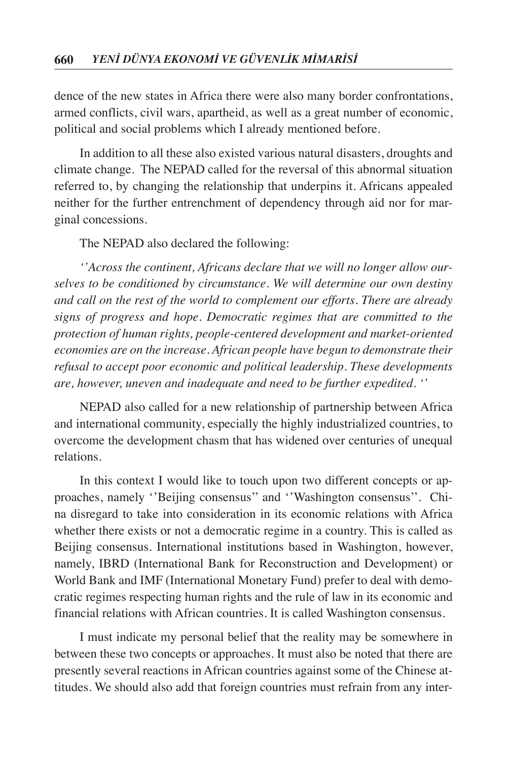dence of the new states in Africa there were also many border confrontations, armed conflicts, civil wars, apartheid, as well as a great number of economic, political and social problems which I already mentioned before.

In addition to all these also existed various natural disasters, droughts and climate change. The NEPAD called for the reversal of this abnormal situation referred to, by changing the relationship that underpins it. Africans appealed neither for the further entrenchment of dependency through aid nor for marginal concessions.

The NEPAD also declared the following:

*''Across the continent, Africans declare that we will no longer allow ourselves to be conditioned by circumstance. We will determine our own destiny and call on the rest of the world to complement our efforts. There are already signs of progress and hope. Democratic regimes that are committed to the protection of human rights, people-centered development and market-oriented economies are on the increase. African people have begun to demonstrate their refusal to accept poor economic and political leadership. These developments are, however, uneven and inadequate and need to be further expedited. ''*

NEPAD also called for a new relationship of partnership between Africa and international community, especially the highly industrialized countries, to overcome the development chasm that has widened over centuries of unequal relations.

In this context I would like to touch upon two different concepts or approaches, namely ''Beijing consensus'' and ''Washington consensus''. China disregard to take into consideration in its economic relations with Africa whether there exists or not a democratic regime in a country. This is called as Beijing consensus. International institutions based in Washington, however, namely, IBRD (International Bank for Reconstruction and Development) or World Bank and IMF (International Monetary Fund) prefer to deal with democratic regimes respecting human rights and the rule of law in its economic and financial relations with African countries. It is called Washington consensus.

I must indicate my personal belief that the reality may be somewhere in between these two concepts or approaches. It must also be noted that there are presently several reactions in African countries against some of the Chinese attitudes. We should also add that foreign countries must refrain from any inter-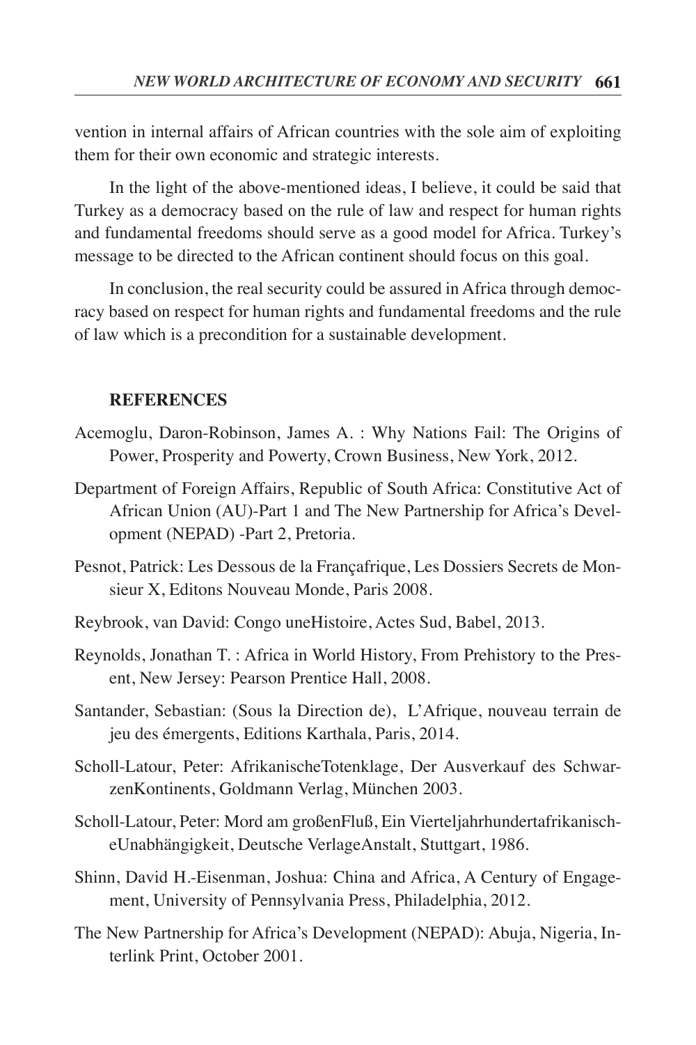vention in internal affairs of African countries with the sole aim of exploiting them for their own economic and strategic interests.

In the light of the above-mentioned ideas, I believe, it could be said that Turkey as a democracy based on the rule of law and respect for human rights and fundamental freedoms should serve as a good model for Africa. Turkey's message to be directed to the African continent should focus on this goal.

In conclusion, the real security could be assured in Africa through democracy based on respect for human rights and fundamental freedoms and the rule of law which is a precondition for a sustainable development.

## REFERENCES

Acemoglu, Daron-Robinson, James A. : Why Nations Fail: The Origins of Power, Prosperity and Powerty, Crown Business, New York, 2012.

Department of Foreign Affairs, Republic of South Africa: Constitutive Act of African Union (AU)-Part 1 and The New Partnership for Africa's Development (NEPAD) -Part 2, Pretoria.

Pesnot, Patrick: Les Dessous de la Françafrique, Les Dossiers Secrets de Monsieur X, Editons Nouveau Monde, Paris 2008.

Reybrook, van David: Congo uneHistoire, Actes Sud, Babel, 2013.

Reynolds, Jonathan T. : Africa in World History, From Prehistory to the Present, New Jersey: Pearson Prentice Hall, 2008.

Santander, Sebastian: (Sous la Direction de), L'Afrique, nouveau terrain de jeu des émergents, Editions Karthala, Paris, 2014.

Scholl-Latour, Peter: AfrikanischeTotenklage, Der Ausverkauf des SchwarzenKontinents, Goldmann Verlag, München 2003.

Scholl-Latour, Peter: Mord am großenFluß, Ein Vierteljahrhundertafrikanische-Unabhängigkeit, Deutsche VerlageAnstalt, Stuttgart, 1986.

Shinn, David H.-Eisenman, Joshua: China and Africa, A Century of Engagement, University of Pennsylvania Press, Philadelphia, 2012.

The New Partnership for Africa's Development (NEPAD): Abuja, Nigeria, Interlink Print, October 2001.